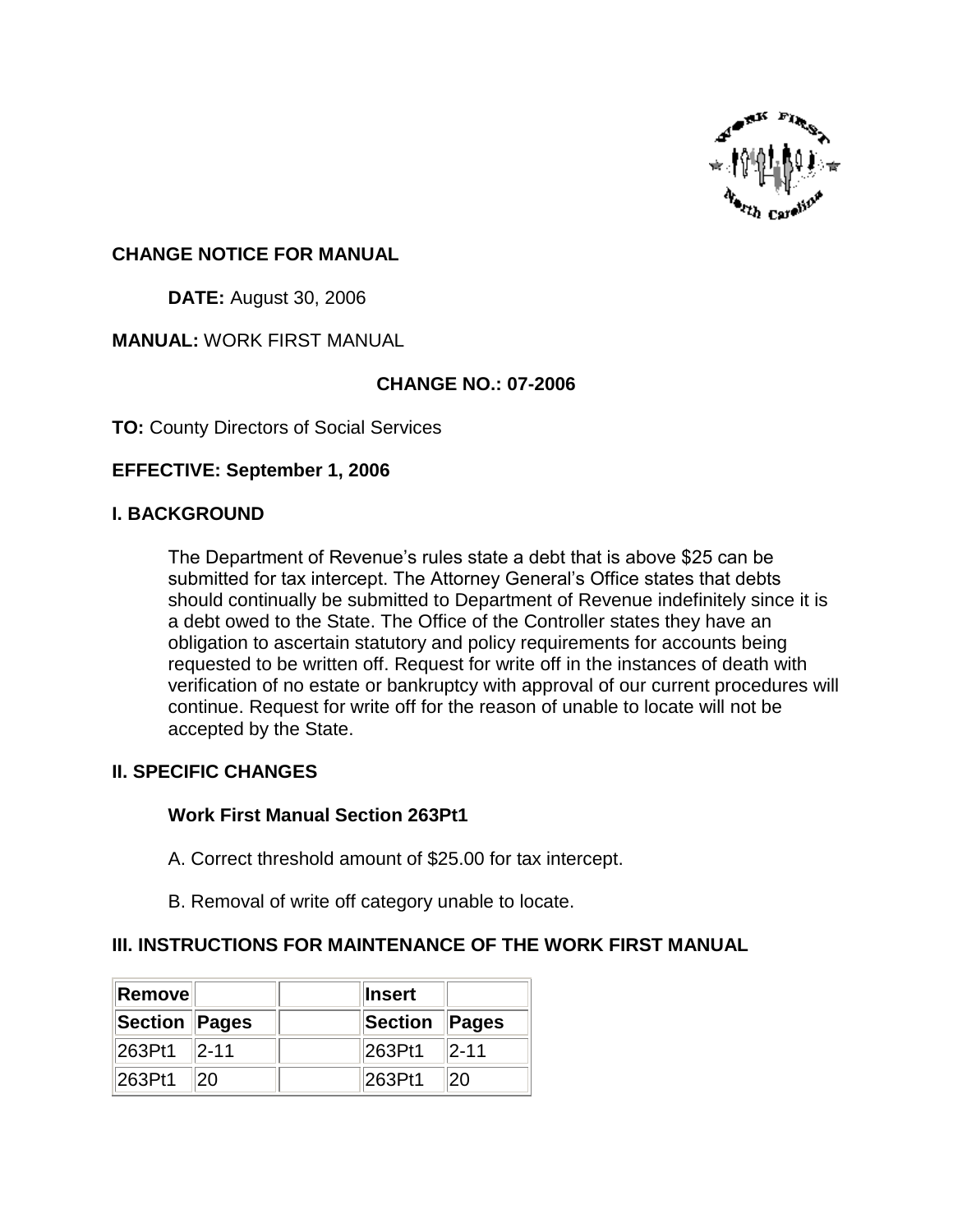**CHANGE NOTICE FOR MANUAL**

**DATE:** August 30, 2006

**MANUAL:** WORK FIRST MANUAL

**CHANGE NO.: 07-2006**

**TO:** County Directors of Social Services

**EFFECTIVE: September 1, 2006**

## I. BACKGROUND

The Department of Revenue's rules state a debt that is above $25 can be submitted for tax intercept. The Attorney General's Office states that debts should continually be submitted to Department of Revenue indefinitely since it is a debt owed to the State. The Office of the Controller states they have an obligation to ascertain statutory and policy requirements for accounts being requested to be written off. Request for write off in the instances of death with verification of no estate or bankruptcy with approval of our current procedures will continue. Request for write off for the reason of unable to locate will not be accepted by the State.

## II. SPECIFIC CHANGES

### Work First Manual Section 263Pt1

A. Correct threshold amount of $25.00 for tax intercept.

B. Removal of write off category unable to locate.

## III. INSTRUCTIONS FOR MAINTENANCE OF THE WORK FIRST MANUAL

| Remove | | | Insert | |
|---|---|---|---|---|
| Section | Pages | | Section | Pages |
| 263Pt1 | 2-11 | | 263Pt1 | 2-11 |
| 263Pt1 | 20 | | 263Pt1 | 20 |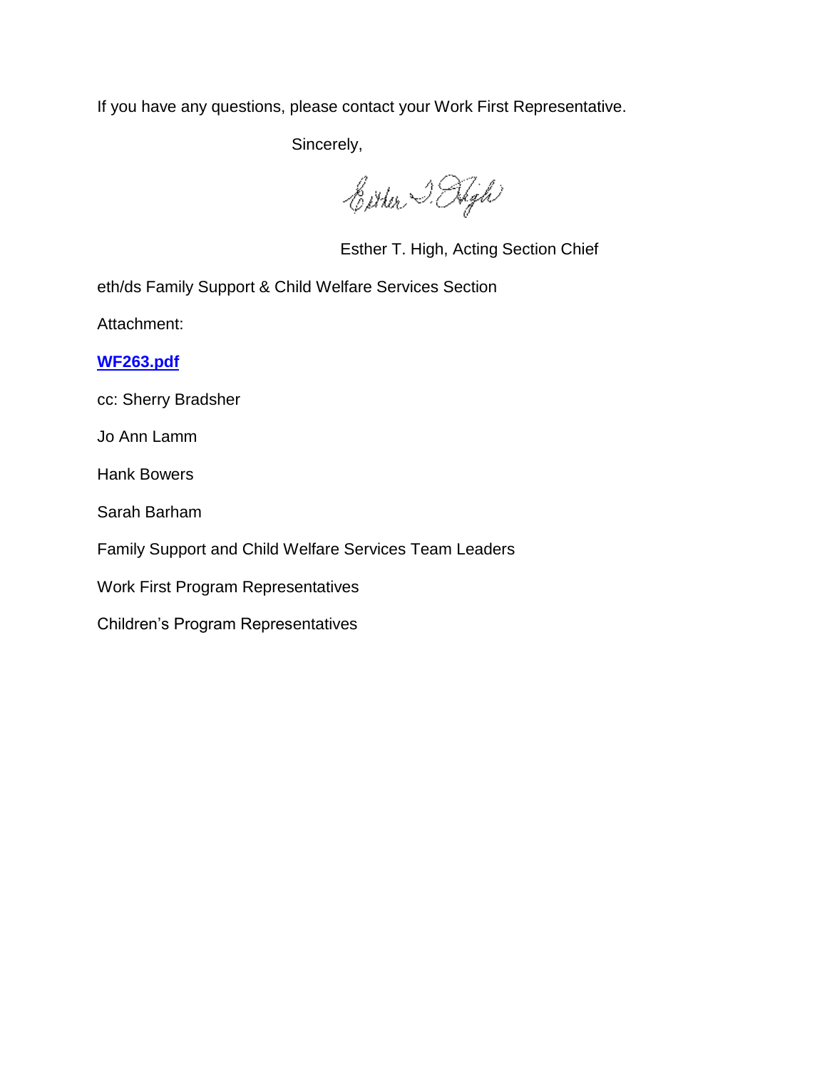If you have any questions, please contact your Work First Representative.

Sincerely,

Esther T. High, Acting Section Chief

eth/ds Family Support & Child Welfare Services Section

Attachment:

**WF263.pdf**

cc: Sherry Bradsher

Jo Ann Lamm

Hank Bowers

Sarah Barham

Family Support and Child Welfare Services Team Leaders

Work First Program Representatives

Children's Program Representatives